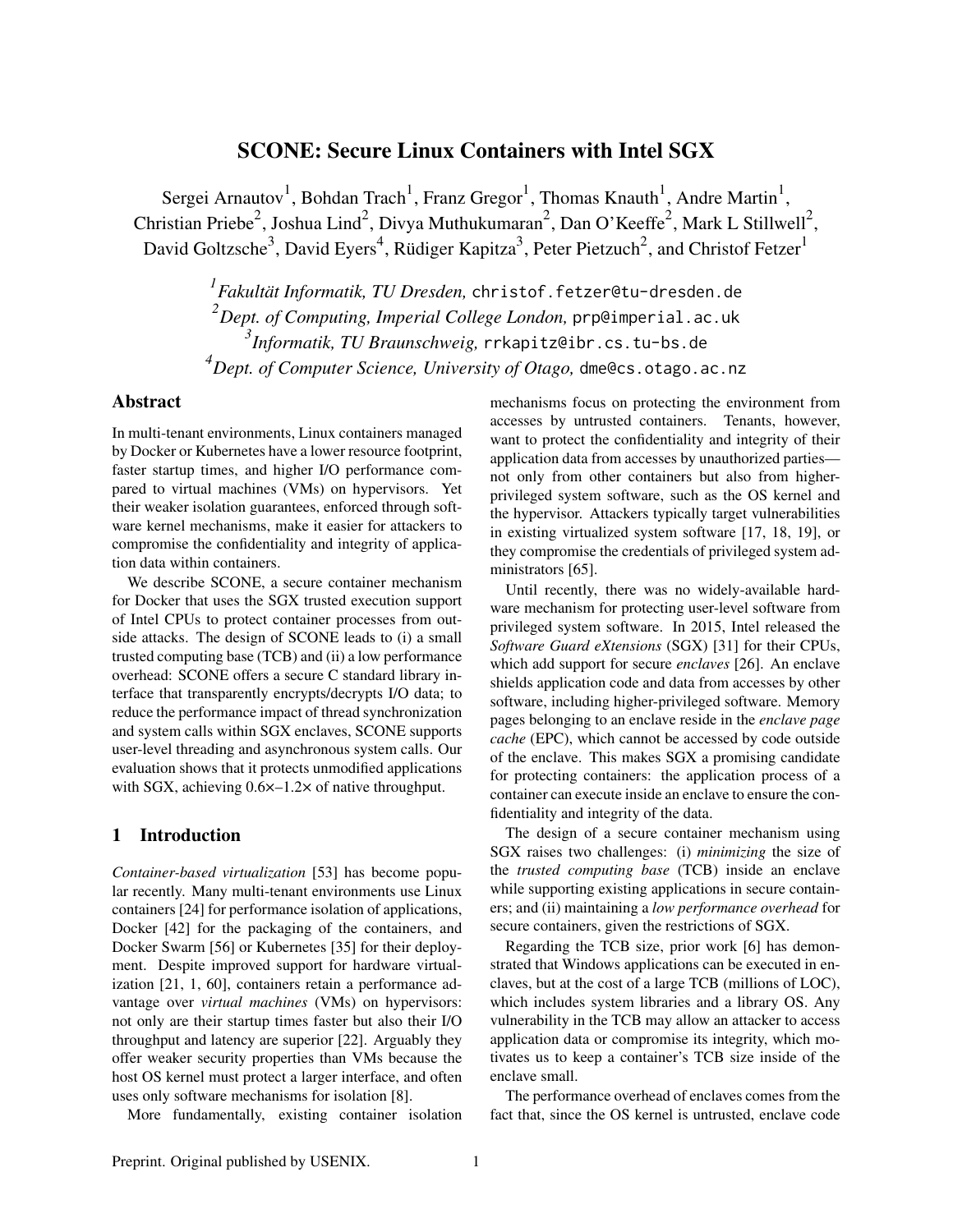# SCONE: Secure Linux Containers with Intel SGX

Sergei Arnautov[1], Bohdan Trach[1], Franz Gregor[1], Thomas Knauth[1], Andre Martin[1], Christian Priebe[2], Joshua Lind[2], Divya Muthukumaran[2], Dan O'Keeffe[2], Mark L Stillwell[2], David Goltzsche[3], David Eyers[4], Rüdiger Kapitza[3], Peter Pietzuch[2], and Christof Fetzer[1]

[1] *Fakultät Informatik, TU Dresden,* christof.fetzer@tu-dresden.de
[2] *Dept. of Computing, Imperial College London,* prp@imperial.ac.uk
[3] *Informatik, TU Braunschweig,* rrkapitz@ibr.cs.tu-bs.de
[4] *Dept. of Computer Science, University of Otago,* dme@cs.otago.ac.nz

## Abstract

In multi-tenant environments, Linux containers managed by Docker or Kubernetes have a lower resource footprint, faster startup times, and higher I/O performance compared to virtual machines (VMs) on hypervisors. Yet their weaker isolation guarantees, enforced through software kernel mechanisms, make it easier for attackers to compromise the confidentiality and integrity of application data within containers.

We describe SCONE, a secure container mechanism for Docker that uses the SGX trusted execution support of Intel CPUs to protect container processes from outside attacks. The design of SCONE leads to (i) a small trusted computing base (TCB) and (ii) a low performance overhead: SCONE offers a secure C standard library interface that transparently encrypts/decrypts I/O data; to reduce the performance impact of thread synchronization and system calls within SGX enclaves, SCONE supports user-level threading and asynchronous system calls. Our evaluation shows that it protects unmodified applications with SGX, achieving 0.6×–1.2× of native throughput.

## 1 Introduction

*Container-based virtualization* [53] has become popular recently. Many multi-tenant environments use Linux containers [24] for performance isolation of applications, Docker [42] for the packaging of the containers, and Docker Swarm [56] or Kubernetes [35] for their deployment. Despite improved support for hardware virtualization [21, 1, 60], containers retain a performance advantage over *virtual machines* (VMs) on hypervisors: not only are their startup times faster but also their I/O throughput and latency are superior [22]. Arguably they offer weaker security properties than VMs because the host OS kernel must protect a larger interface, and often uses only software mechanisms for isolation [8].

More fundamentally, existing container isolation mechanisms focus on protecting the environment from accesses by untrusted containers. Tenants, however, want to protect the confidentiality and integrity of their application data from accesses by unauthorized parties—not only from other containers but also from higher-privileged system software, such as the OS kernel and the hypervisor. Attackers typically target vulnerabilities in existing virtualized system software [17, 18, 19], or they compromise the credentials of privileged system administrators [65].

Until recently, there was no widely-available hardware mechanism for protecting user-level software from privileged system software. In 2015, Intel released the *Software Guard eXtensions* (SGX) [31] for their CPUs, which add support for secure *enclaves* [26]. An enclave shields application code and data from accesses by other software, including higher-privileged software. Memory pages belonging to an enclave reside in the *enclave page cache* (EPC), which cannot be accessed by code outside of the enclave. This makes SGX a promising candidate for protecting containers: the application process of a container can execute inside an enclave to ensure the confidentiality and integrity of the data.

The design of a secure container mechanism using SGX raises two challenges: (i) *minimizing* the size of the *trusted computing base* (TCB) inside an enclave while supporting existing applications in secure containers; and (ii) maintaining a *low performance overhead* for secure containers, given the restrictions of SGX.

Regarding the TCB size, prior work [6] has demonstrated that Windows applications can be executed in enclaves, but at the cost of a large TCB (millions of LOC), which includes system libraries and a library OS. Any vulnerability in the TCB may allow an attacker to access application data or compromise its integrity, which motivates us to keep a container's TCB size inside of the enclave small.

The performance overhead of enclaves comes from the fact that, since the OS kernel is untrusted, enclave code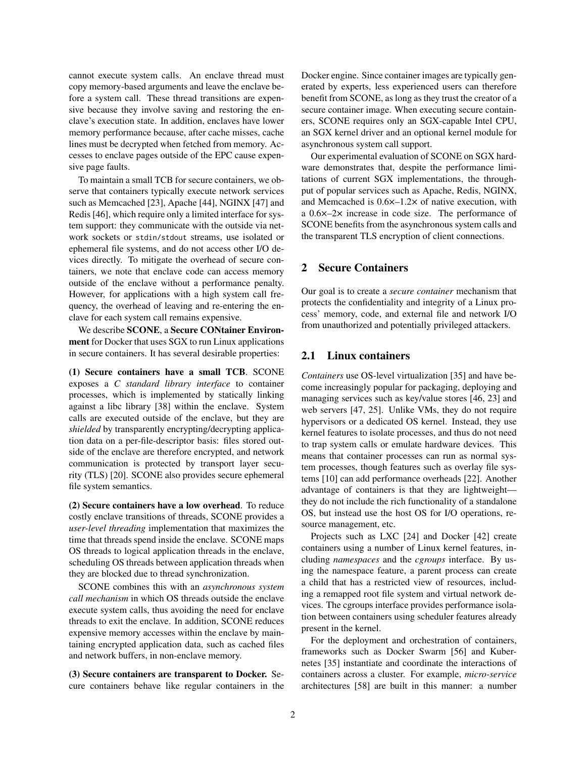cannot execute system calls. An enclave thread must copy memory-based arguments and leave the enclave before a system call. These thread transitions are expensive because they involve saving and restoring the enclave's execution state. In addition, enclaves have lower memory performance because, after cache misses, cache lines must be decrypted when fetched from memory. Accesses to enclave pages outside of the EPC cause expensive page faults.

To maintain a small TCB for secure containers, we observe that containers typically execute network services such as Memcached [23], Apache [44], NGINX [47] and Redis [46], which require only a limited interface for system support: they communicate with the outside via network sockets or `stdin`/`stdout` streams, use isolated or ephemeral file systems, and do not access other I/O devices directly. To mitigate the overhead of secure containers, we note that enclave code can access memory outside of the enclave without a performance penalty. However, for applications with a high system call frequency, the overhead of leaving and re-entering the enclave for each system call remains expensive.

We describe **SCONE**, a **Secure CONtainer Environment** for Docker that uses SGX to run Linux applications in secure containers. It has several desirable properties:

**(1) Secure containers have a small TCB**. SCONE exposes a *C standard library interface* to container processes, which is implemented by statically linking against a libc library [38] within the enclave. System calls are executed outside of the enclave, but they are *shielded* by transparently encrypting/decrypting application data on a per-file-descriptor basis: files stored outside of the enclave are therefore encrypted, and network communication is protected by transport layer security (TLS) [20]. SCONE also provides secure ephemeral file system semantics.

**(2) Secure containers have a low overhead**. To reduce costly enclave transitions of threads, SCONE provides a *user-level threading* implementation that maximizes the time that threads spend inside the enclave. SCONE maps OS threads to logical application threads in the enclave, scheduling OS threads between application threads when they are blocked due to thread synchronization.

SCONE combines this with an *asynchronous system call mechanism* in which OS threads outside the enclave execute system calls, thus avoiding the need for enclave threads to exit the enclave. In addition, SCONE reduces expensive memory accesses within the enclave by maintaining encrypted application data, such as cached files and network buffers, in non-enclave memory.

**(3) Secure containers are transparent to Docker.** Secure containers behave like regular containers in the Docker engine. Since container images are typically generated by experts, less experienced users can therefore benefit from SCONE, as long as they trust the creator of a secure container image. When executing secure containers, SCONE requires only an SGX-capable Intel CPU, an SGX kernel driver and an optional kernel module for asynchronous system call support.

Our experimental evaluation of SCONE on SGX hardware demonstrates that, despite the performance limitations of current SGX implementations, the throughput of popular services such as Apache, Redis, NGINX, and Memcached is 0.6×–1.2× of native execution, with a 0.6×–2× increase in code size. The performance of SCONE benefits from the asynchronous system calls and the transparent TLS encryption of client connections.

## 2 Secure Containers

Our goal is to create a *secure container* mechanism that protects the confidentiality and integrity of a Linux process' memory, code, and external file and network I/O from unauthorized and potentially privileged attackers.

### 2.1 Linux containers

*Containers* use OS-level virtualization [35] and have become increasingly popular for packaging, deploying and managing services such as key/value stores [46, 23] and web servers [47, 25]. Unlike VMs, they do not require hypervisors or a dedicated OS kernel. Instead, they use kernel features to isolate processes, and thus do not need to trap system calls or emulate hardware devices. This means that container processes can run as normal system processes, though features such as overlay file systems [10] can add performance overheads [22]. Another advantage of containers is that they are lightweight—they do not include the rich functionality of a standalone OS, but instead use the host OS for I/O operations, resource management, etc.

Projects such as LXC [24] and Docker [42] create containers using a number of Linux kernel features, including *namespaces* and the *cgroups* interface. By using the namespace feature, a parent process can create a child that has a restricted view of resources, including a remapped root file system and virtual network devices. The cgroups interface provides performance isolation between containers using scheduler features already present in the kernel.

For the deployment and orchestration of containers, frameworks such as Docker Swarm [56] and Kubernetes [35] instantiate and coordinate the interactions of containers across a cluster. For example, *micro-service* architectures [58] are built in this manner: a number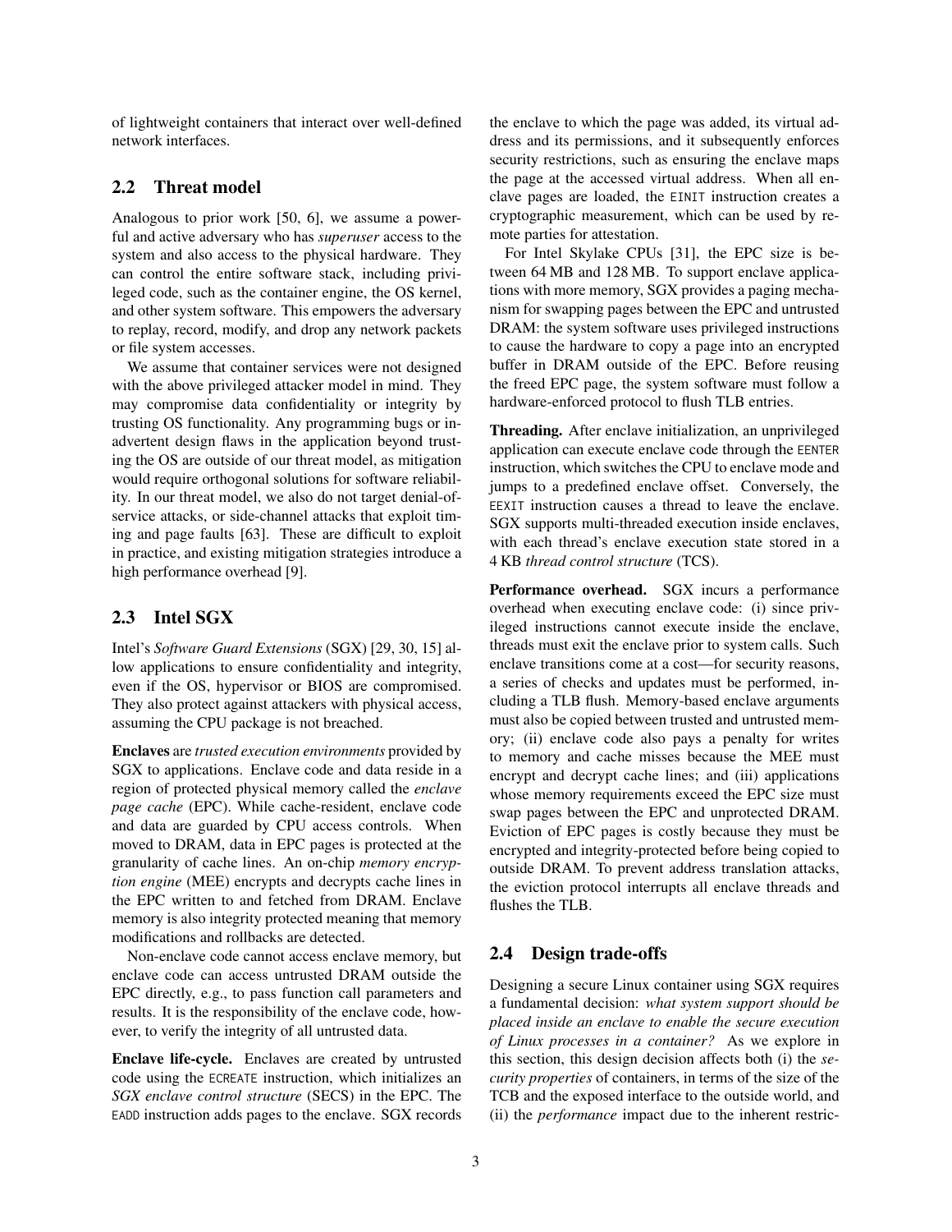of lightweight containers that interact over well-defined network interfaces.

## 2.2 Threat model

Analogous to prior work [50, 6], we assume a powerful and active adversary who has *superuser* access to the system and also access to the physical hardware. They can control the entire software stack, including privileged code, such as the container engine, the OS kernel, and other system software. This empowers the adversary to replay, record, modify, and drop any network packets or file system accesses.

We assume that container services were not designed with the above privileged attacker model in mind. They may compromise data confidentiality or integrity by trusting OS functionality. Any programming bugs or inadvertent design flaws in the application beyond trusting the OS are outside of our threat model, as mitigation would require orthogonal solutions for software reliability. In our threat model, we also do not target denial-of-service attacks, or side-channel attacks that exploit timing and page faults [63]. These are difficult to exploit in practice, and existing mitigation strategies introduce a high performance overhead [9].

## 2.3 Intel SGX

Intel's *Software Guard Extensions* (SGX) [29, 30, 15] allow applications to ensure confidentiality and integrity, even if the OS, hypervisor or BIOS are compromised. They also protect against attackers with physical access, assuming the CPU package is not breached.

**Enclaves** are *trusted execution environments* provided by SGX to applications. Enclave code and data reside in a region of protected physical memory called the *enclave page cache* (EPC). While cache-resident, enclave code and data are guarded by CPU access controls. When moved to DRAM, data in EPC pages is protected at the granularity of cache lines. An on-chip *memory encryption engine* (MEE) encrypts and decrypts cache lines in the EPC written to and fetched from DRAM. Enclave memory is also integrity protected meaning that memory modifications and rollbacks are detected.

Non-enclave code cannot access enclave memory, but enclave code can access untrusted DRAM outside the EPC directly, e.g., to pass function call parameters and results. It is the responsibility of the enclave code, however, to verify the integrity of all untrusted data.

**Enclave life-cycle.** Enclaves are created by untrusted code using the `ECREATE` instruction, which initializes an *SGX enclave control structure* (SECS) in the EPC. The `EADD` instruction adds pages to the enclave. SGX records the enclave to which the page was added, its virtual address and its permissions, and it subsequently enforces security restrictions, such as ensuring the enclave maps the page at the accessed virtual address. When all enclave pages are loaded, the `EINIT` instruction creates a cryptographic measurement, which can be used by remote parties for attestation.

For Intel Skylake CPUs [31], the EPC size is between 64 MB and 128 MB. To support enclave applications with more memory, SGX provides a paging mechanism for swapping pages between the EPC and untrusted DRAM: the system software uses privileged instructions to cause the hardware to copy a page into an encrypted buffer in DRAM outside of the EPC. Before reusing the freed EPC page, the system software must follow a hardware-enforced protocol to flush TLB entries.

**Threading.** After enclave initialization, an unprivileged application can execute enclave code through the `EENTER` instruction, which switches the CPU to enclave mode and jumps to a predefined enclave offset. Conversely, the `EEXIT` instruction causes a thread to leave the enclave. SGX supports multi-threaded execution inside enclaves, with each thread's enclave execution state stored in a 4 KB *thread control structure* (TCS).

**Performance overhead.** SGX incurs a performance overhead when executing enclave code: (i) since privileged instructions cannot execute inside the enclave, threads must exit the enclave prior to system calls. Such enclave transitions come at a cost—for security reasons, a series of checks and updates must be performed, including a TLB flush. Memory-based enclave arguments must also be copied between trusted and untrusted memory; (ii) enclave code also pays a penalty for writes to memory and cache misses because the MEE must encrypt and decrypt cache lines; and (iii) applications whose memory requirements exceed the EPC size must swap pages between the EPC and unprotected DRAM. Eviction of EPC pages is costly because they must be encrypted and integrity-protected before being copied to outside DRAM. To prevent address translation attacks, the eviction protocol interrupts all enclave threads and flushes the TLB.

## 2.4 Design trade-offs

Designing a secure Linux container using SGX requires a fundamental decision: *what system support should be placed inside an enclave to enable the secure execution of Linux processes in a container?* As we explore in this section, this design decision affects both (i) the *security properties* of containers, in terms of the size of the TCB and the exposed interface to the outside world, and (ii) the *performance* impact due to the inherent restric-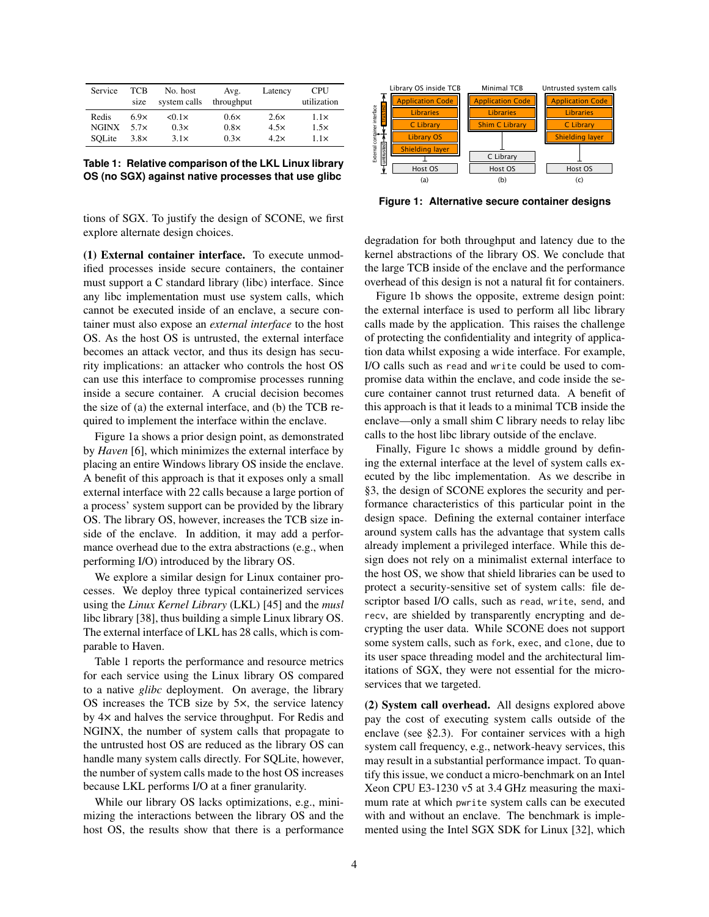| Service | TCB size | No. host system calls | Avg. throughput | Latency | CPU utilization |
|---|---|---|---|---|---|
| Redis | 6.9× | <0.1× | 0.6× | 2.6× | 1.1× |
| NGINX | 5.7× | 0.3× | 0.8× | 4.5× | 1.5× |
| SQLite | 3.8× | 3.1× | 0.3× | 4.2× | 1.1× |

**Table 1: Relative comparison of the LKL Linux library OS (no SGX) against native processes that use glibc**

tions of SGX. To justify the design of SCONE, we first explore alternate design choices.

**(1) External container interface.** To execute unmodified processes inside secure containers, the container must support a C standard library (libc) interface. Since any libc implementation must use system calls, which cannot be executed inside of an enclave, a secure container must also expose an *external interface* to the host OS. As the host OS is untrusted, the external interface becomes an attack vector, and thus its design has security implications: an attacker who controls the host OS can use this interface to compromise processes running inside a secure container. A crucial decision becomes the size of (a) the external interface, and (b) the TCB required to implement the interface within the enclave.

Figure 1a shows a prior design point, as demonstrated by *Haven* [6], which minimizes the external interface by placing an entire Windows library OS inside the enclave. A benefit of this approach is that it exposes only a small external interface with 22 calls because a large portion of a process' system support can be provided by the library OS. The library OS, however, increases the TCB size inside of the enclave. In addition, it may add a performance overhead due to the extra abstractions (e.g., when performing I/O) introduced by the library OS.

We explore a similar design for Linux container processes. We deploy three typical containerized services using the *Linux Kernel Library* (LKL) [45] and the *musl* libc library [38], thus building a simple Linux library OS. The external interface of LKL has 28 calls, which is comparable to Haven.

Table 1 reports the performance and resource metrics for each service using the Linux library OS compared to a native *glibc* deployment. On average, the library OS increases the TCB size by 5×, the service latency by 4× and halves the service throughput. For Redis and NGINX, the number of system calls that propagate to the untrusted host OS are reduced as the library OS can handle many system calls directly. For SQLite, however, the number of system calls made to the host OS increases because LKL performs I/O at a finer granularity.

While our library OS lacks optimizations, e.g., minimizing the interactions between the library OS and the host OS, the results show that there is a performance degradation for both throughput and latency due to the kernel abstractions of the library OS. We conclude that the large TCB inside of the enclave and the performance overhead of this design is not a natural fit for containers.

Figure 1: Alternative secure container designs

Figure 1b shows the opposite, extreme design point: the external interface is used to perform all libc library calls made by the application. This raises the challenge of protecting the confidentiality and integrity of application data whilst exposing a wide interface. For example, I/O calls such as `read` and `write` could be used to compromise data within the enclave, and code inside the secure container cannot trust returned data. A benefit of this approach is that it leads to a minimal TCB inside the enclave—only a small shim C library needs to relay libc calls to the host libc library outside of the enclave.

Finally, Figure 1c shows a middle ground by defining the external interface at the level of system calls executed by the libc implementation. As we describe in §3, the design of SCONE explores the security and performance characteristics of this particular point in the design space. Defining the external container interface around system calls has the advantage that system calls already implement a privileged interface. While this design does not rely on a minimalist external interface to the host OS, we show that shield libraries can be used to protect a security-sensitive set of system calls: file descriptor based I/O calls, such as `read`, `write`, `send`, and `recv`, are shielded by transparently encrypting and decrypting the user data. While SCONE does not support some system calls, such as `fork`, `exec`, and `clone`, due to its user space threading model and the architectural limitations of SGX, they were not essential for the microservices that we targeted.

**(2) System call overhead.** All designs explored above pay the cost of executing system calls outside of the enclave (see §2.3). For container services with a high system call frequency, e.g., network-heavy services, this may result in a substantial performance impact. To quantify this issue, we conduct a micro-benchmark on an Intel Xeon CPU E3-1230 v5 at 3.4 GHz measuring the maximum rate at which `pwrite` system calls can be executed with and without an enclave. The benchmark is implemented using the Intel SGX SDK for Linux [32], which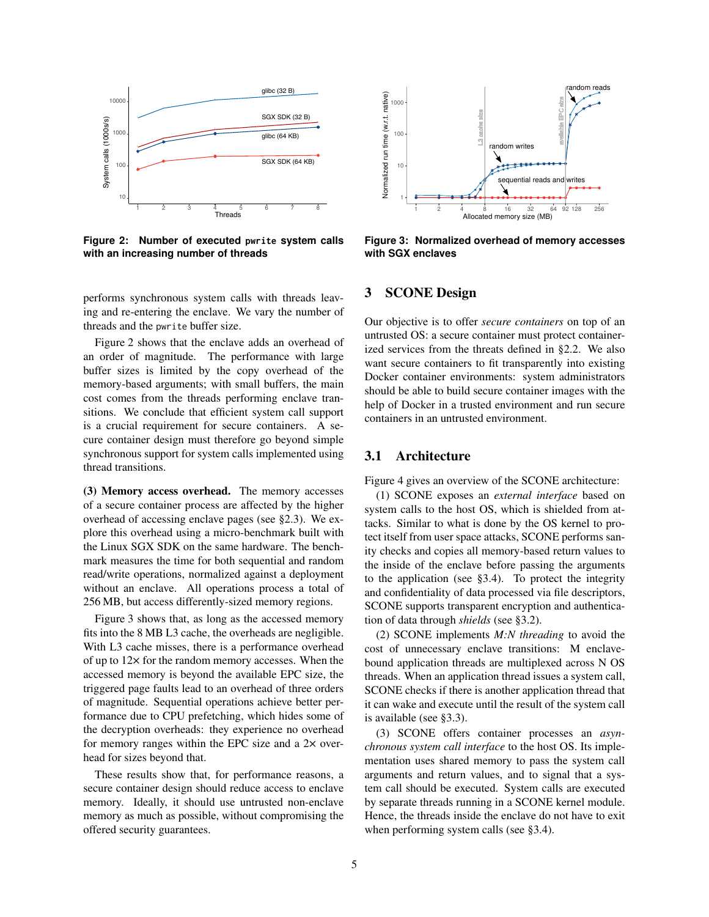**Figure 2: Number of executed `pwrite` system calls with an increasing number of threads**

**Figure 3: Normalized overhead of memory accesses with SGX enclaves**

performs synchronous system calls with threads leaving and re-entering the enclave. We vary the number of threads and the `pwrite` buffer size.

Figure 2 shows that the enclave adds an overhead of an order of magnitude. The performance with large buffer sizes is limited by the copy overhead of the memory-based arguments; with small buffers, the main cost comes from the threads performing enclave transitions. We conclude that efficient system call support is a crucial requirement for secure containers. A secure container design must therefore go beyond simple synchronous support for system calls implemented using thread transitions.

**(3) Memory access overhead.** The memory accesses of a secure container process are affected by the higher overhead of accessing enclave pages (see §2.3). We explore this overhead using a micro-benchmark built with the Linux SGX SDK on the same hardware. The benchmark measures the time for both sequential and random read/write operations, normalized against a deployment without an enclave. All operations process a total of 256 MB, but access differently-sized memory regions.

Figure 3 shows that, as long as the accessed memory fits into the 8 MB L3 cache, the overheads are negligible. With L3 cache misses, there is a performance overhead of up to 12× for the random memory accesses. When the accessed memory is beyond the available EPC size, the triggered page faults lead to an overhead of three orders of magnitude. Sequential operations achieve better performance due to CPU prefetching, which hides some of the decryption overheads: they experience no overhead for memory ranges within the EPC size and a 2× overhead for sizes beyond that.

These results show that, for performance reasons, a secure container design should reduce access to enclave memory. Ideally, it should use untrusted non-enclave memory as much as possible, without compromising the offered security guarantees.

# 3 SCONE Design

Our objective is to offer *secure containers* on top of an untrusted OS: a secure container must protect containerized services from the threats defined in §2.2. We also want secure containers to fit transparently into existing Docker container environments: system administrators should be able to build secure container images with the help of Docker in a trusted environment and run secure containers in an untrusted environment.

## 3.1 Architecture

Figure 4 gives an overview of the SCONE architecture:

(1) SCONE exposes an *external interface* based on system calls to the host OS, which is shielded from attacks. Similar to what is done by the OS kernel to protect itself from user space attacks, SCONE performs sanity checks and copies all memory-based return values to the inside of the enclave before passing the arguments to the application (see §3.4). To protect the integrity and confidentiality of data processed via file descriptors, SCONE supports transparent encryption and authentication of data through *shields* (see §3.2).

(2) SCONE implements *M:N threading* to avoid the cost of unnecessary enclave transitions: M enclave-bound application threads are multiplexed across N OS threads. When an application thread issues a system call, SCONE checks if there is another application thread that it can wake and execute until the result of the system call is available (see §3.3).

(3) SCONE offers container processes an *asynchronous system call interface* to the host OS. Its implementation uses shared memory to pass the system call arguments and return values, and to signal that a system call should be executed. System calls are executed by separate threads running in a SCONE kernel module. Hence, the threads inside the enclave do not have to exit when performing system calls (see §3.4).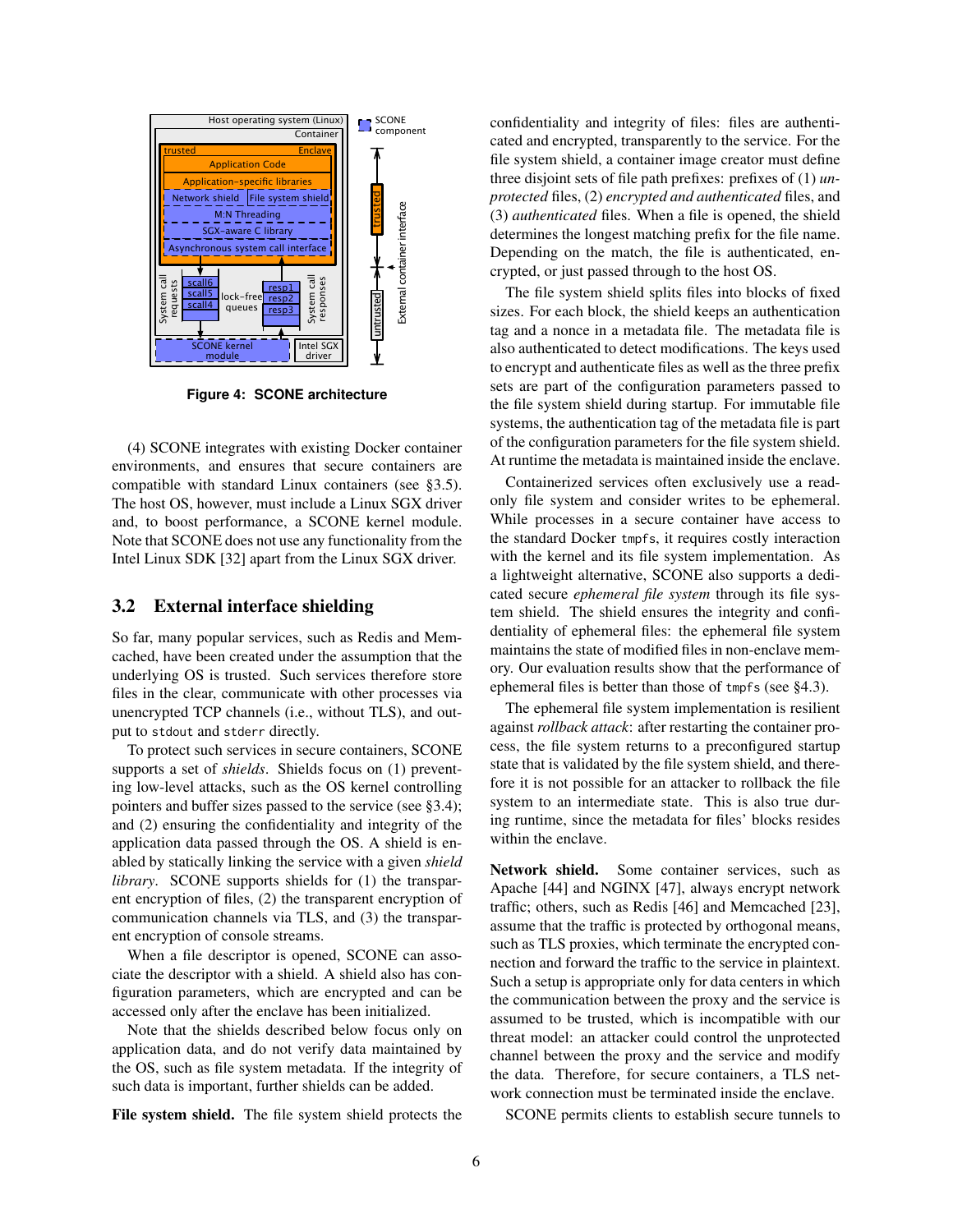**Figure 4: SCONE architecture**

(4) SCONE integrates with existing Docker container environments, and ensures that secure containers are compatible with standard Linux containers (see §3.5). The host OS, however, must include a Linux SGX driver and, to boost performance, a SCONE kernel module. Note that SCONE does not use any functionality from the Intel Linux SDK [32] apart from the Linux SGX driver.

## 3.2 External interface shielding

So far, many popular services, such as Redis and Memcached, have been created under the assumption that the underlying OS is trusted. Such services therefore store files in the clear, communicate with other processes via unencrypted TCP channels (i.e., without TLS), and output to `stdout` and `stderr` directly.

To protect such services in secure containers, SCONE supports a set of *shields*. Shields focus on (1) preventing low-level attacks, such as the OS kernel controlling pointers and buffer sizes passed to the service (see §3.4); and (2) ensuring the confidentiality and integrity of the application data passed through the OS. A shield is enabled by statically linking the service with a given *shield library*. SCONE supports shields for (1) the transparent encryption of files, (2) the transparent encryption of communication channels via TLS, and (3) the transparent encryption of console streams.

When a file descriptor is opened, SCONE can associate the descriptor with a shield. A shield also has configuration parameters, which are encrypted and can be accessed only after the enclave has been initialized.

Note that the shields described below focus only on application data, and do not verify data maintained by the OS, such as file system metadata. If the integrity of such data is important, further shields can be added.

**File system shield.** The file system shield protects the confidentiality and integrity of files: files are authenticated and encrypted, transparently to the service. For the file system shield, a container image creator must define three disjoint sets of file path prefixes: prefixes of (1) *unprotected* files, (2) *encrypted and authenticated* files, and (3) *authenticated* files. When a file is opened, the shield determines the longest matching prefix for the file name. Depending on the match, the file is authenticated, encrypted, or just passed through to the host OS.

The file system shield splits files into blocks of fixed sizes. For each block, the shield keeps an authentication tag and a nonce in a metadata file. The metadata file is also authenticated to detect modifications. The keys used to encrypt and authenticate files as well as the three prefix sets are part of the configuration parameters passed to the file system shield during startup. For immutable file systems, the authentication tag of the metadata file is part of the configuration parameters for the file system shield. At runtime the metadata is maintained inside the enclave.

Containerized services often exclusively use a read-only file system and consider writes to be ephemeral. While processes in a secure container have access to the standard Docker `tmpfs`, it requires costly interaction with the kernel and its file system implementation. As a lightweight alternative, SCONE also supports a dedicated secure *ephemeral file system* through its file system shield. The shield ensures the integrity and confidentiality of ephemeral files: the ephemeral file system maintains the state of modified files in non-enclave memory. Our evaluation results show that the performance of ephemeral files is better than those of `tmpfs` (see §4.3).

The ephemeral file system implementation is resilient against *rollback attack*: after restarting the container process, the file system returns to a preconfigured startup state that is validated by the file system shield, and therefore it is not possible for an attacker to rollback the file system to an intermediate state. This is also true during runtime, since the metadata for files' blocks resides within the enclave.

**Network shield.** Some container services, such as Apache [44] and NGINX [47], always encrypt network traffic; others, such as Redis [46] and Memcached [23], assume that the traffic is protected by orthogonal means, such as TLS proxies, which terminate the encrypted connection and forward the traffic to the service in plaintext. Such a setup is appropriate only for data centers in which the communication between the proxy and the service is assumed to be trusted, which is incompatible with our threat model: an attacker could control the unprotected channel between the proxy and the service and modify the data. Therefore, for secure containers, a TLS network connection must be terminated inside the enclave.

SCONE permits clients to establish secure tunnels to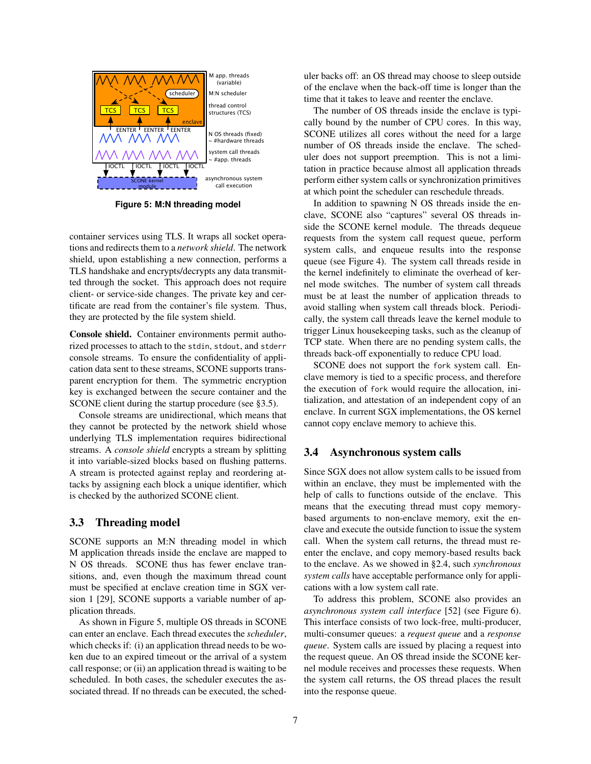**Figure 5: M:N threading model**

container services using TLS. It wraps all socket operations and redirects them to a *network shield*. The network shield, upon establishing a new connection, performs a TLS handshake and encrypts/decrypts any data transmitted through the socket. This approach does not require client- or service-side changes. The private key and certificate are read from the container's file system. Thus, they are protected by the file system shield.

**Console shield.** Container environments permit authorized processes to attach to the `stdin`, `stdout`, and `stderr` console streams. To ensure the confidentiality of application data sent to these streams, SCONE supports transparent encryption for them. The symmetric encryption key is exchanged between the secure container and the SCONE client during the startup procedure (see §3.5).

Console streams are unidirectional, which means that they cannot be protected by the network shield whose underlying TLS implementation requires bidirectional streams. A *console shield* encrypts a stream by splitting it into variable-sized blocks based on flushing patterns. A stream is protected against replay and reordering attacks by assigning each block a unique identifier, which is checked by the authorized SCONE client.

## 3.3 Threading model

SCONE supports an M:N threading model in which M application threads inside the enclave are mapped to N OS threads. SCONE thus has fewer enclave transitions, and, even though the maximum thread count must be specified at enclave creation time in SGX version 1 [29], SCONE supports a variable number of application threads.

As shown in Figure 5, multiple OS threads in SCONE can enter an enclave. Each thread executes the *scheduler*, which checks if: (i) an application thread needs to be woken due to an expired timeout or the arrival of a system call response; or (ii) an application thread is waiting to be scheduled. In both cases, the scheduler executes the associated thread. If no threads can be executed, the scheduler backs off: an OS thread may choose to sleep outside of the enclave when the back-off time is longer than the time that it takes to leave and reenter the enclave.

The number of OS threads inside the enclave is typically bound by the number of CPU cores. In this way, SCONE utilizes all cores without the need for a large number of OS threads inside the enclave. The scheduler does not support preemption. This is not a limitation in practice because almost all application threads perform either system calls or synchronization primitives at which point the scheduler can reschedule threads.

In addition to spawning N OS threads inside the enclave, SCONE also "captures" several OS threads inside the SCONE kernel module. The threads dequeue requests from the system call request queue, perform system calls, and enqueue results into the response queue (see Figure 4). The system call threads reside in the kernel indefinitely to eliminate the overhead of kernel mode switches. The number of system call threads must be at least the number of application threads to avoid stalling when system call threads block. Periodically, the system call threads leave the kernel module to trigger Linux housekeeping tasks, such as the cleanup of TCP state. When there are no pending system calls, the threads back-off exponentially to reduce CPU load.

SCONE does not support the `fork` system call. Enclave memory is tied to a specific process, and therefore the execution of `fork` would require the allocation, initialization, and attestation of an independent copy of an enclave. In current SGX implementations, the OS kernel cannot copy enclave memory to achieve this.

## 3.4 Asynchronous system calls

Since SGX does not allow system calls to be issued from within an enclave, they must be implemented with the help of calls to functions outside of the enclave. This means that the executing thread must copy memory-based arguments to non-enclave memory, exit the enclave and execute the outside function to issue the system call. When the system call returns, the thread must re-enter the enclave, and copy memory-based results back to the enclave. As we showed in §2.4, such *synchronous system calls* have acceptable performance only for applications with a low system call rate.

To address this problem, SCONE also provides an *asynchronous system call interface* [52] (see Figure 6). This interface consists of two lock-free, multi-producer, multi-consumer queues: a *request queue* and a *response queue*. System calls are issued by placing a request into the request queue. An OS thread inside the SCONE kernel module receives and processes these requests. When the system call returns, the OS thread places the result into the response queue.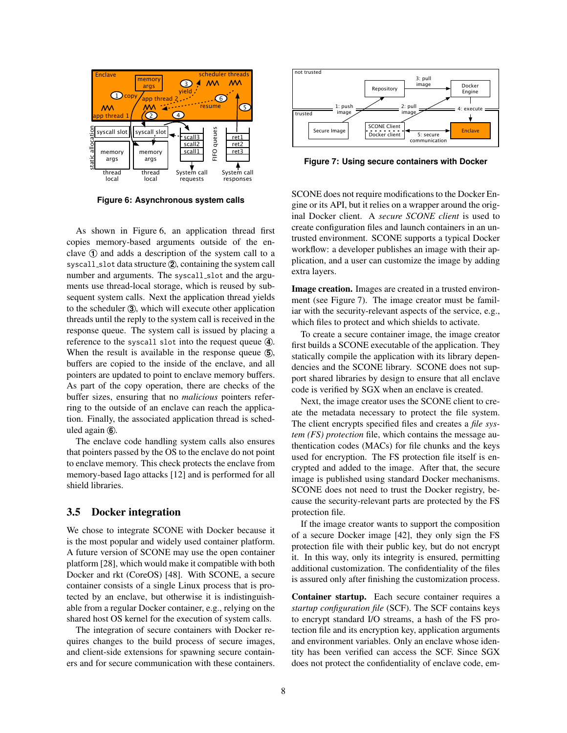Figure 6: Asynchronous system calls

As shown in Figure 6, an application thread first copies memory-based arguments outside of the enclave ① and adds a description of the system call to a syscall_slot data structure ②, containing the system call number and arguments. The syscall_slot and the arguments use thread-local storage, which is reused by subsequent system calls. Next the application thread yields to the scheduler ③, which will execute other application threads until the reply to the system call is received in the response queue. The system call is issued by placing a reference to the syscall slot into the request queue ④. When the result is available in the response queue ⑤, buffers are copied to the inside of the enclave, and all pointers are updated to point to enclave memory buffers. As part of the copy operation, there are checks of the buffer sizes, ensuring that no *malicious* pointers referring to the outside of an enclave can reach the application. Finally, the associated application thread is scheduled again ⑥.

The enclave code handling system calls also ensures that pointers passed by the OS to the enclave do not point to enclave memory. This check protects the enclave from memory-based Iago attacks [12] and is performed for all shield libraries.

## 3.5 Docker integration

We chose to integrate SCONE with Docker because it is the most popular and widely used container platform. A future version of SCONE may use the open container platform [28], which would make it compatible with both Docker and rkt (CoreOS) [48]. With SCONE, a secure container consists of a single Linux process that is protected by an enclave, but otherwise it is indistinguishable from a regular Docker container, e.g., relying on the shared host OS kernel for the execution of system calls.

The integration of secure containers with Docker requires changes to the build process of secure images, and client-side extensions for spawning secure containers and for secure communication with these containers.

Figure 7: Using secure containers with Docker

SCONE does not require modifications to the Docker Engine or its API, but it relies on a wrapper around the original Docker client. A *secure SCONE client* is used to create configuration files and launch containers in an untrusted environment. SCONE supports a typical Docker workflow: a developer publishes an image with their application, and a user can customize the image by adding extra layers.

**Image creation.** Images are created in a trusted environment (see Figure 7). The image creator must be familiar with the security-relevant aspects of the service, e.g., which files to protect and which shields to activate.

To create a secure container image, the image creator first builds a SCONE executable of the application. They statically compile the application with its library dependencies and the SCONE library. SCONE does not support shared libraries by design to ensure that all enclave code is verified by SGX when an enclave is created.

Next, the image creator uses the SCONE client to create the metadata necessary to protect the file system. The client encrypts specified files and creates a *file system (FS) protection* file, which contains the message authentication codes (MACs) for file chunks and the keys used for encryption. The FS protection file itself is encrypted and added to the image. After that, the secure image is published using standard Docker mechanisms. SCONE does not need to trust the Docker registry, because the security-relevant parts are protected by the FS protection file.

If the image creator wants to support the composition of a secure Docker image [42], they only sign the FS protection file with their public key, but do not encrypt it. In this way, only its integrity is ensured, permitting additional customization. The confidentiality of the files is assured only after finishing the customization process.

**Container startup.** Each secure container requires a *startup configuration file* (SCF). The SCF contains keys to encrypt standard I/O streams, a hash of the FS protection file and its encryption key, application arguments and environment variables. Only an enclave whose identity has been verified can access the SCF. Since SGX does not protect the confidentiality of enclave code, em-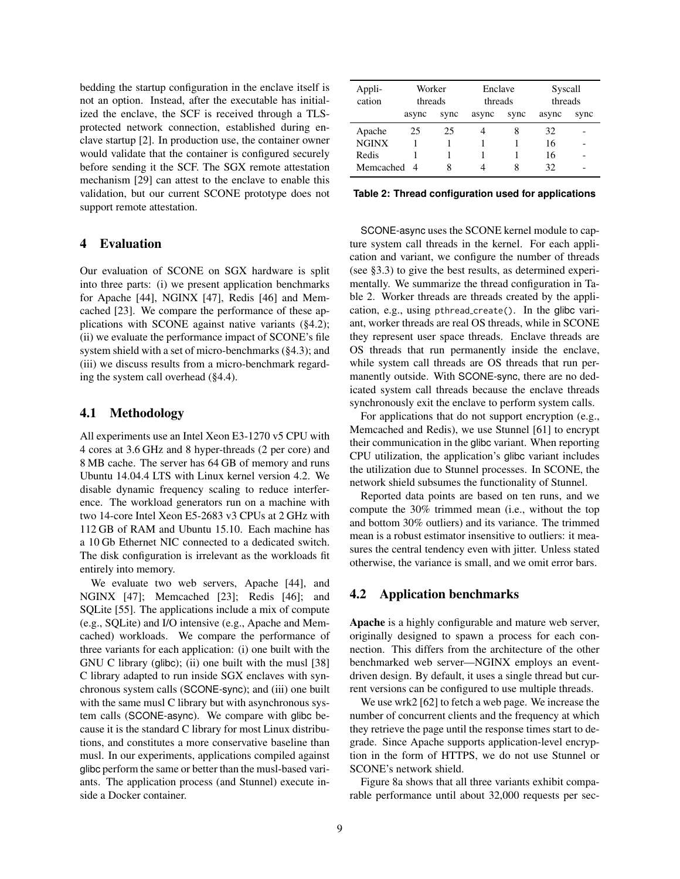bedding the startup configuration in the enclave itself is not an option. Instead, after the executable has initialized the enclave, the SCF is received through a TLS-protected network connection, established during enclave startup [2]. In production use, the container owner would validate that the container is configured securely before sending it the SCF. The SGX remote attestation mechanism [29] can attest to the enclave to enable this validation, but our current SCONE prototype does not support remote attestation.

# 4 Evaluation

Our evaluation of SCONE on SGX hardware is split into three parts: (i) we present application benchmarks for Apache [44], NGINX [47], Redis [46] and Memcached [23]. We compare the performance of these applications with SCONE against native variants (§4.2); (ii) we evaluate the performance impact of SCONE's file system shield with a set of micro-benchmarks (§4.3); and (iii) we discuss results from a micro-benchmark regarding the system call overhead (§4.4).

## 4.1 Methodology

All experiments use an Intel Xeon E3-1270 v5 CPU with 4 cores at 3.6 GHz and 8 hyper-threads (2 per core) and 8 MB cache. The server has 64 GB of memory and runs Ubuntu 14.04.4 LTS with Linux kernel version 4.2. We disable dynamic frequency scaling to reduce interference. The workload generators run on a machine with two 14-core Intel Xeon E5-2683 v3 CPUs at 2 GHz with 112 GB of RAM and Ubuntu 15.10. Each machine has a 10 Gb Ethernet NIC connected to a dedicated switch. The disk configuration is irrelevant as the workloads fit entirely into memory.

We evaluate two web servers, Apache [44], and NGINX [47]; Memcached [23]; Redis [46]; and SQLite [55]. The applications include a mix of compute (e.g., SQLite) and I/O intensive (e.g., Apache and Memcached) workloads. We compare the performance of three variants for each application: (i) one built with the GNU C library (glibc); (ii) one built with the musl [38] C library adapted to run inside SGX enclaves with synchronous system calls (SCONE-sync); and (iii) one built with the same musl C library but with asynchronous system calls (SCONE-async). We compare with glibc because it is the standard C library for most Linux distributions, and constitutes a more conservative baseline than musl. In our experiments, applications compiled against glibc perform the same or better than the musl-based variants. The application process (and Stunnel) execute inside a Docker container.

| Application | Worker threads | | Enclave threads | | Syscall threads | |
|---|---|---|---|---|---|---|
| | async | sync | async | sync | async | sync |
| Apache | 25 | 25 | 4 | 8 | 32 | - |
| NGINX | 1 | 1 | 1 | 1 | 16 | - |
| Redis | 1 | 1 | 1 | 1 | 16 | - |
| Memcached | 4 | 8 | 4 | 8 | 32 | - |

**Table 2: Thread configuration used for applications**

SCONE-async uses the SCONE kernel module to capture system call threads in the kernel. For each application and variant, we configure the number of threads (see §3.3) to give the best results, as determined experimentally. We summarize the thread configuration in Table 2. Worker threads are threads created by the application, e.g., using `pthread_create()`. In the glibc variant, worker threads are real OS threads, while in SCONE they represent user space threads. Enclave threads are OS threads that run permanently inside the enclave, while system call threads are OS threads that run permanently outside. With SCONE-sync, there are no dedicated system call threads because the enclave threads synchronously exit the enclave to perform system calls.

For applications that do not support encryption (e.g., Memcached and Redis), we use Stunnel [61] to encrypt their communication in the glibc variant. When reporting CPU utilization, the application's glibc variant includes the utilization due to Stunnel processes. In SCONE, the network shield subsumes the functionality of Stunnel.

Reported data points are based on ten runs, and we compute the 30% trimmed mean (i.e., without the top and bottom 30% outliers) and its variance. The trimmed mean is a robust estimator insensitive to outliers: it measures the central tendency even with jitter. Unless stated otherwise, the variance is small, and we omit error bars.

## 4.2 Application benchmarks

**Apache** is a highly configurable and mature web server, originally designed to spawn a process for each connection. This differs from the architecture of the other benchmarked web server—NGINX employs an event-driven design. By default, it uses a single thread but current versions can be configured to use multiple threads.

We use wrk2 [62] to fetch a web page. We increase the number of concurrent clients and the frequency at which they retrieve the page until the response times start to degrade. Since Apache supports application-level encryption in the form of HTTPS, we do not use Stunnel or SCONE's network shield.

Figure 8a shows that all three variants exhibit comparable performance until about 32,000 requests per sec-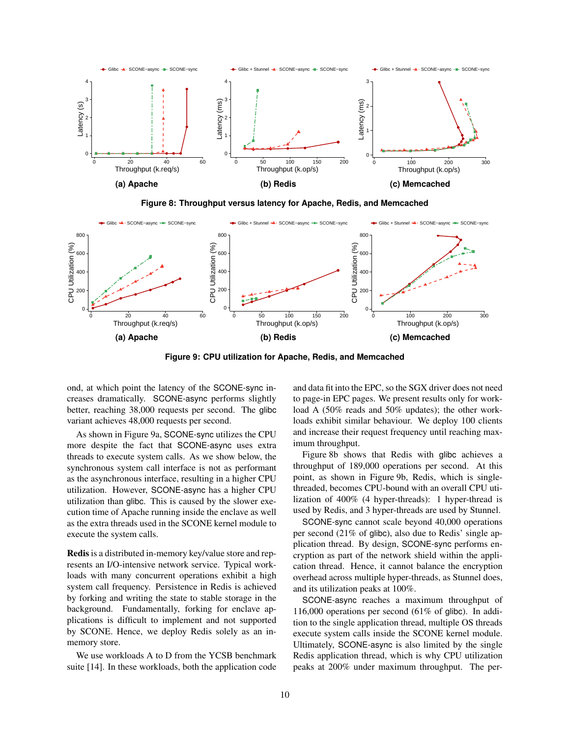Figure 8: Throughput versus latency for Apache, Redis, and Memcached

Figure 9: CPU utilization for Apache, Redis, and Memcached

ond, at which point the latency of the SCONE-sync increases dramatically. SCONE-async performs slightly better, reaching 38,000 requests per second. The glibc variant achieves 48,000 requests per second.

As shown in Figure 9a, SCONE-sync utilizes the CPU more despite the fact that SCONE-async uses extra threads to execute system calls. As we show below, the synchronous system call interface is not as performant as the asynchronous interface, resulting in a higher CPU utilization. However, SCONE-async has a higher CPU utilization than glibc. This is caused by the slower execution time of Apache running inside the enclave as well as the extra threads used in the SCONE kernel module to execute the system calls.

**Redis** is a distributed in-memory key/value store and represents an I/O-intensive network service. Typical workloads with many concurrent operations exhibit a high system call frequency. Persistence in Redis is achieved by forking and writing the state to stable storage in the background. Fundamentally, forking for enclave applications is difficult to implement and not supported by SCONE. Hence, we deploy Redis solely as an in-memory store.

We use workloads A to D from the YCSB benchmark suite [14]. In these workloads, both the application code and data fit into the EPC, so the SGX driver does not need to page-in EPC pages. We present results only for workload A (50% reads and 50% updates); the other workloads exhibit similar behaviour. We deploy 100 clients and increase their request frequency until reaching maximum throughput.

Figure 8b shows that Redis with glibc achieves a throughput of 189,000 operations per second. At this point, as shown in Figure 9b, Redis, which is single-threaded, becomes CPU-bound with an overall CPU utilization of 400% (4 hyper-threads): 1 hyper-thread is used by Redis, and 3 hyper-threads are used by Stunnel.

SCONE-sync cannot scale beyond 40,000 operations per second (21% of glibc), also due to Redis' single application thread. By design, SCONE-sync performs encryption as part of the network shield within the application thread. Hence, it cannot balance the encryption overhead across multiple hyper-threads, as Stunnel does, and its utilization peaks at 100%.

SCONE-async reaches a maximum throughput of 116,000 operations per second (61% of glibc). In addition to the single application thread, multiple OS threads execute system calls inside the SCONE kernel module. Ultimately, SCONE-async is also limited by the single Redis application thread, which is why CPU utilization peaks at 200% under maximum throughput. The per-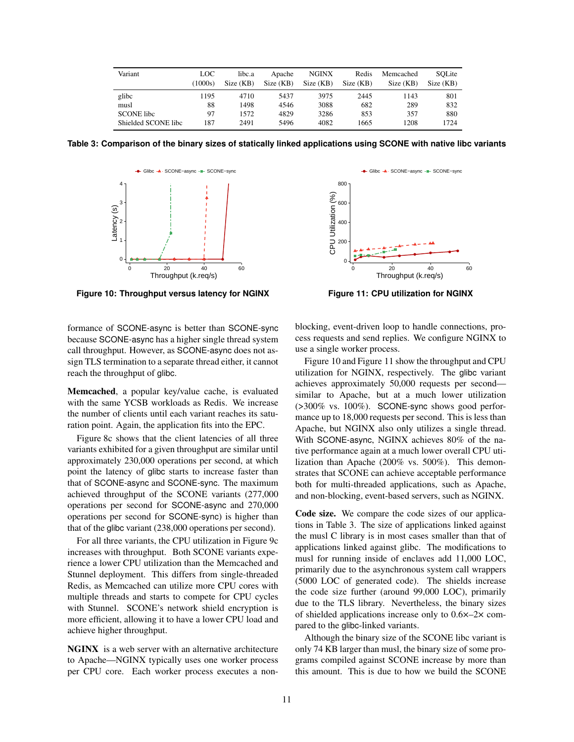| Variant | LOC (1000s) | libc.a Size (KB) | Apache Size (KB) | NGINX Size (KB) | Redis Size (KB) | Memcached Size (KB) | SQLite Size (KB) |
|---|---|---|---|---|---|---|---|
| glibc | 1195 | 4710 | 5437 | 3975 | 2445 | 1143 | 801 |
| musl | 88 | 1498 | 4546 | 3088 | 682 | 289 | 832 |
| SCONE libc | 97 | 1572 | 4829 | 3286 | 853 | 357 | 880 |
| Shielded SCONE libc | 187 | 2491 | 5496 | 4082 | 1665 | 1208 | 1724 |

**Table 3: Comparison of the binary sizes of statically linked applications using SCONE with native libc variants**

**Figure 10: Throughput versus latency for NGINX**

**Figure 11: CPU utilization for NGINX**

formance of SCONE-async is better than SCONE-sync because SCONE-async has a higher single thread system call throughput. However, as SCONE-async does not assign TLS termination to a separate thread either, it cannot reach the throughput of glibc.

**Memcached**, a popular key/value cache, is evaluated with the same YCSB workloads as Redis. We increase the number of clients until each variant reaches its saturation point. Again, the application fits into the EPC.

Figure 8c shows that the client latencies of all three variants exhibited for a given throughput are similar until approximately 230,000 operations per second, at which point the latency of glibc starts to increase faster than that of SCONE-async and SCONE-sync. The maximum achieved throughput of the SCONE variants (277,000 operations per second for SCONE-async and 270,000 operations per second for SCONE-sync) is higher than that of the glibc variant (238,000 operations per second).

For all three variants, the CPU utilization in Figure 9c increases with throughput. Both SCONE variants experience a lower CPU utilization than the Memcached and Stunnel deployment. This differs from single-threaded Redis, as Memcached can utilize more CPU cores with multiple threads and starts to compete for CPU cycles with Stunnel. SCONE's network shield encryption is more efficient, allowing it to have a lower CPU load and achieve higher throughput.

**NGINX** is a web server with an alternative architecture to Apache—NGINX typically uses one worker process per CPU core. Each worker process executes a non-blocking, event-driven loop to handle connections, process requests and send replies. We configure NGINX to use a single worker process.

Figure 10 and Figure 11 show the throughput and CPU utilization for NGINX, respectively. The glibc variant achieves approximately 50,000 requests per second—similar to Apache, but at a much lower utilization (>300% vs. 100%). SCONE-sync shows good performance up to 18,000 requests per second. This is less than Apache, but NGINX also only utilizes a single thread. With SCONE-async, NGINX achieves 80% of the native performance again at a much lower overall CPU utilization than Apache (200% vs. 500%). This demonstrates that SCONE can achieve acceptable performance both for multi-threaded applications, such as Apache, and non-blocking, event-based servers, such as NGINX.

**Code size.** We compare the code sizes of our applications in Table 3. The size of applications linked against the musl C library is in most cases smaller than that of applications linked against glibc. The modifications to musl for running inside of enclaves add 11,000 LOC, primarily due to the asynchronous system call wrappers (5000 LOC of generated code). The shields increase the code size further (around 99,000 LOC), primarily due to the TLS library. Nevertheless, the binary sizes of shielded applications increase only to 0.6×–2× compared to the glibc-linked variants.

Although the binary size of the SCONE libc variant is only 74 KB larger than musl, the binary size of some programs compiled against SCONE increase by more than this amount. This is due to how we build the SCONE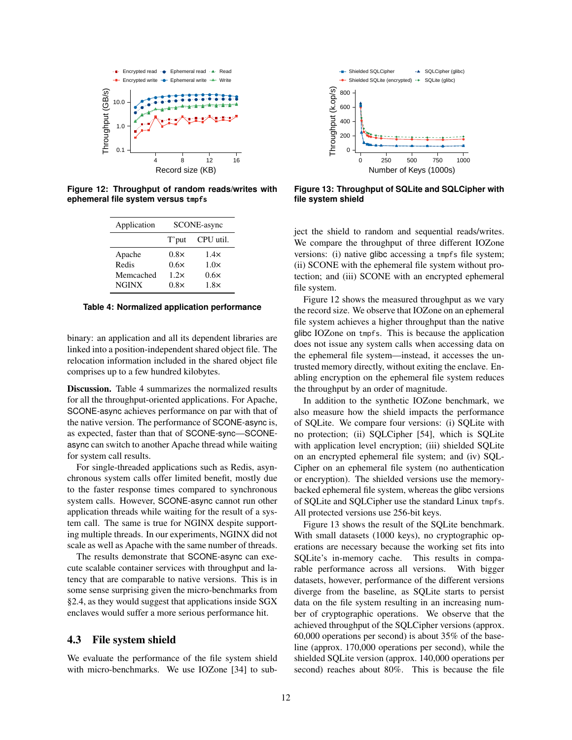Figure 12: Throughput of random reads/writes with ephemeral file system versus tmpfs

Figure 13: Throughput of SQLite and SQLCipher with file system shield

| Application | SCONE-async | |
|---|---|---|
| | T'put | CPU util. |
| Apache | 0.8× | 1.4× |
| Redis | 0.6× | 1.0× |
| Memcached | 1.2× | 0.6× |
| NGINX | 0.8× | 1.8× |

Table 4: Normalized application performance

binary: an application and all its dependent libraries are linked into a position-independent shared object file. The relocation information included in the shared object file comprises up to a few hundred kilobytes.

**Discussion.** Table 4 summarizes the normalized results for all the throughput-oriented applications. For Apache, SCONE-async achieves performance on par with that of the native version. The performance of SCONE-async is, as expected, faster than that of SCONE-sync—SCONE-async can switch to another Apache thread while waiting for system call results.

For single-threaded applications such as Redis, asynchronous system calls offer limited benefit, mostly due to the faster response times compared to synchronous system calls. However, SCONE-async cannot run other application threads while waiting for the result of a system call. The same is true for NGINX despite supporting multiple threads. In our experiments, NGINX did not scale as well as Apache with the same number of threads.

The results demonstrate that SCONE-async can execute scalable container services with throughput and latency that are comparable to native versions. This is in some sense surprising given the micro-benchmarks from §2.4, as they would suggest that applications inside SGX enclaves would suffer a more serious performance hit.

## 4.3 File system shield

We evaluate the performance of the file system shield with micro-benchmarks. We use IOZone [34] to subject the shield to random and sequential reads/writes. We compare the throughput of three different IOZone versions: (i) native glibc accessing a tmpfs file system; (ii) SCONE with the ephemeral file system without protection; and (iii) SCONE with an encrypted ephemeral file system.

Figure 12 shows the measured throughput as we vary the record size. We observe that IOZone on an ephemeral file system achieves a higher throughput than the native glibc IOZone on tmpfs. This is because the application does not issue any system calls when accessing data on the ephemeral file system—instead, it accesses the untrusted memory directly, without exiting the enclave. Enabling encryption on the ephemeral file system reduces the throughput by an order of magnitude.

In addition to the synthetic IOZone benchmark, we also measure how the shield impacts the performance of SQLite. We compare four versions: (i) SQLite with no protection; (ii) SQLCipher [54], which is SQLite with application level encryption; (iii) shielded SQLite on an encrypted ephemeral file system; and (iv) SQLCipher on an ephemeral file system (no authentication or encryption). The shielded versions use the memory-backed ephemeral file system, whereas the glibc versions of SQLite and SQLCipher use the standard Linux tmpfs. All protected versions use 256-bit keys.

Figure 13 shows the result of the SQLite benchmark. With small datasets (1000 keys), no cryptographic operations are necessary because the working set fits into SQLite's in-memory cache. This results in comparable performance across all versions. With bigger datasets, however, performance of the different versions diverge from the baseline, as SQLite starts to persist data on the file system resulting in an increasing number of cryptographic operations. We observe that the achieved throughput of the SQLCipher versions (approx. 60,000 operations per second) is about 35% of the baseline (approx. 170,000 operations per second), while the shielded SQLite version (approx. 140,000 operations per second) reaches about 80%. This is because the file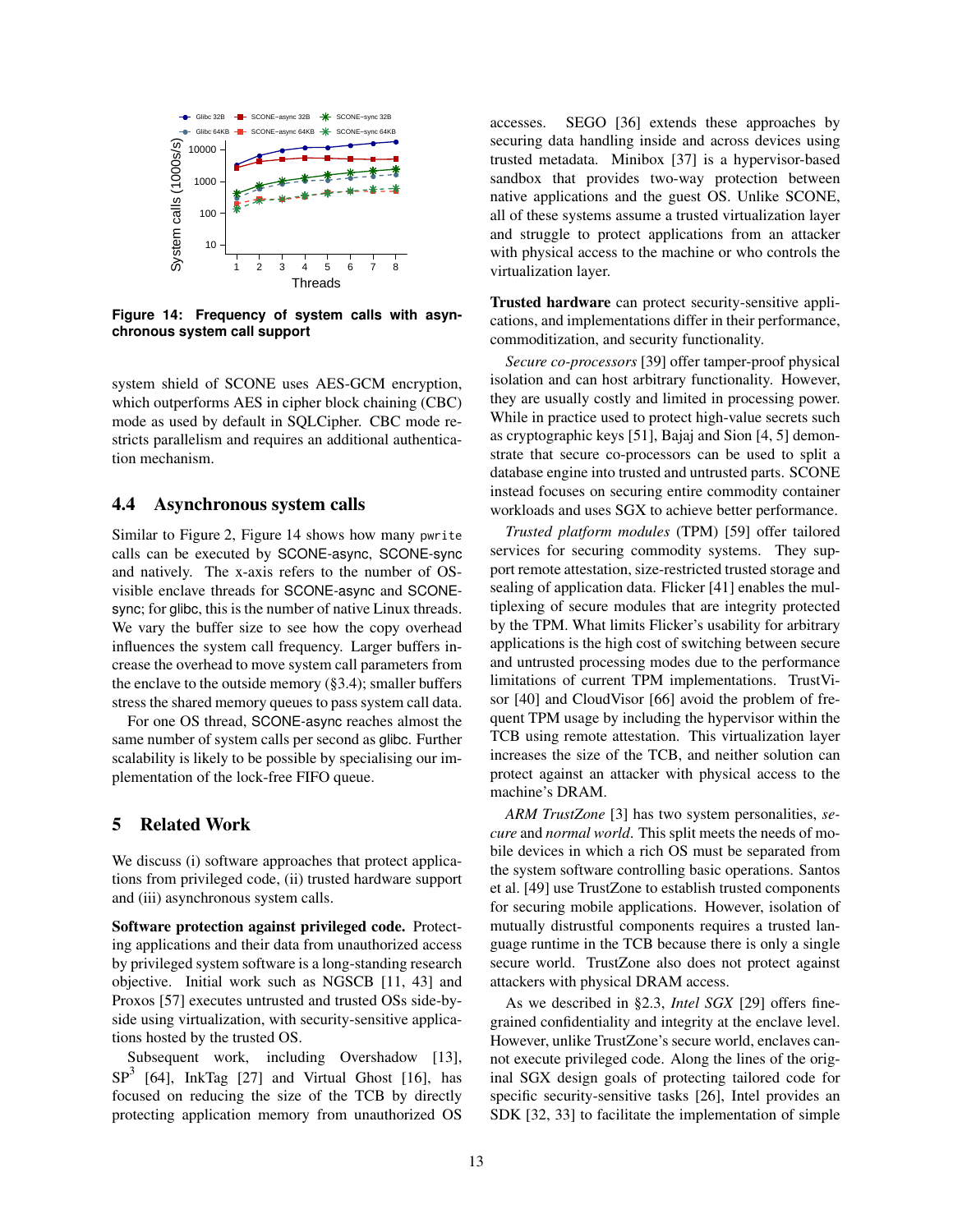**Figure 14: Frequency of system calls with asynchronous system call support**

system shield of SCONE uses AES-GCM encryption, which outperforms AES in cipher block chaining (CBC) mode as used by default in SQLCipher. CBC mode restricts parallelism and requires an additional authentication mechanism.

### 4.4 Asynchronous system calls

Similar to Figure 2, Figure 14 shows how many `pwrite` calls can be executed by SCONE-async, SCONE-sync and natively. The x-axis refers to the number of OS-visible enclave threads for SCONE-async and SCONE-sync; for glibc, this is the number of native Linux threads. We vary the buffer size to see how the copy overhead influences the system call frequency. Larger buffers increase the overhead to move system call parameters from the enclave to the outside memory (§3.4); smaller buffers stress the shared memory queues to pass system call data.

For one OS thread, SCONE-async reaches almost the same number of system calls per second as glibc. Further scalability is likely to be possible by specialising our implementation of the lock-free FIFO queue.

## 5 Related Work

We discuss (i) software approaches that protect applications from privileged code, (ii) trusted hardware support and (iii) asynchronous system calls.

**Software protection against privileged code.** Protecting applications and their data from unauthorized access by privileged system software is a long-standing research objective. Initial work such as NGSCB [11, 43] and Proxos [57] executes untrusted and trusted OSs side-by-side using virtualization, with security-sensitive applications hosted by the trusted OS.

Subsequent work, including Overshadow [13], SP[3] [64], InkTag [27] and Virtual Ghost [16], has focused on reducing the size of the TCB by directly protecting application memory from unauthorized OS accesses. SEGO [36] extends these approaches by securing data handling inside and across devices using trusted metadata. Minibox [37] is a hypervisor-based sandbox that provides two-way protection between native applications and the guest OS. Unlike SCONE, all of these systems assume a trusted virtualization layer and struggle to protect applications from an attacker with physical access to the machine or who controls the virtualization layer.

**Trusted hardware** can protect security-sensitive applications, and implementations differ in their performance, commoditization, and security functionality.

*Secure co-processors* [39] offer tamper-proof physical isolation and can host arbitrary functionality. However, they are usually costly and limited in processing power. While in practice used to protect high-value secrets such as cryptographic keys [51], Bajaj and Sion [4, 5] demonstrate that secure co-processors can be used to split a database engine into trusted and untrusted parts. SCONE instead focuses on securing entire commodity container workloads and uses SGX to achieve better performance.

*Trusted platform modules* (TPM) [59] offer tailored services for securing commodity systems. They support remote attestation, size-restricted trusted storage and sealing of application data. Flicker [41] enables the multiplexing of secure modules that are integrity protected by the TPM. What limits Flicker's usability for arbitrary applications is the high cost of switching between secure and untrusted processing modes due to the performance limitations of current TPM implementations. TrustVisor [40] and CloudVisor [66] avoid the problem of frequent TPM usage by including the hypervisor within the TCB using remote attestation. This virtualization layer increases the size of the TCB, and neither solution can protect against an attacker with physical access to the machine's DRAM.

*ARM TrustZone* [3] has two system personalities, *secure* and *normal world*. This split meets the needs of mobile devices in which a rich OS must be separated from the system software controlling basic operations. Santos et al. [49] use TrustZone to establish trusted components for securing mobile applications. However, isolation of mutually distrustful components requires a trusted language runtime in the TCB because there is only a single secure world. TrustZone also does not protect against attackers with physical DRAM access.

As we described in §2.3, *Intel SGX* [29] offers fine-grained confidentiality and integrity at the enclave level. However, unlike TrustZone's secure world, enclaves cannot execute privileged code. Along the lines of the original SGX design goals of protecting tailored code for specific security-sensitive tasks [26], Intel provides an SDK [32, 33] to facilitate the implementation of simple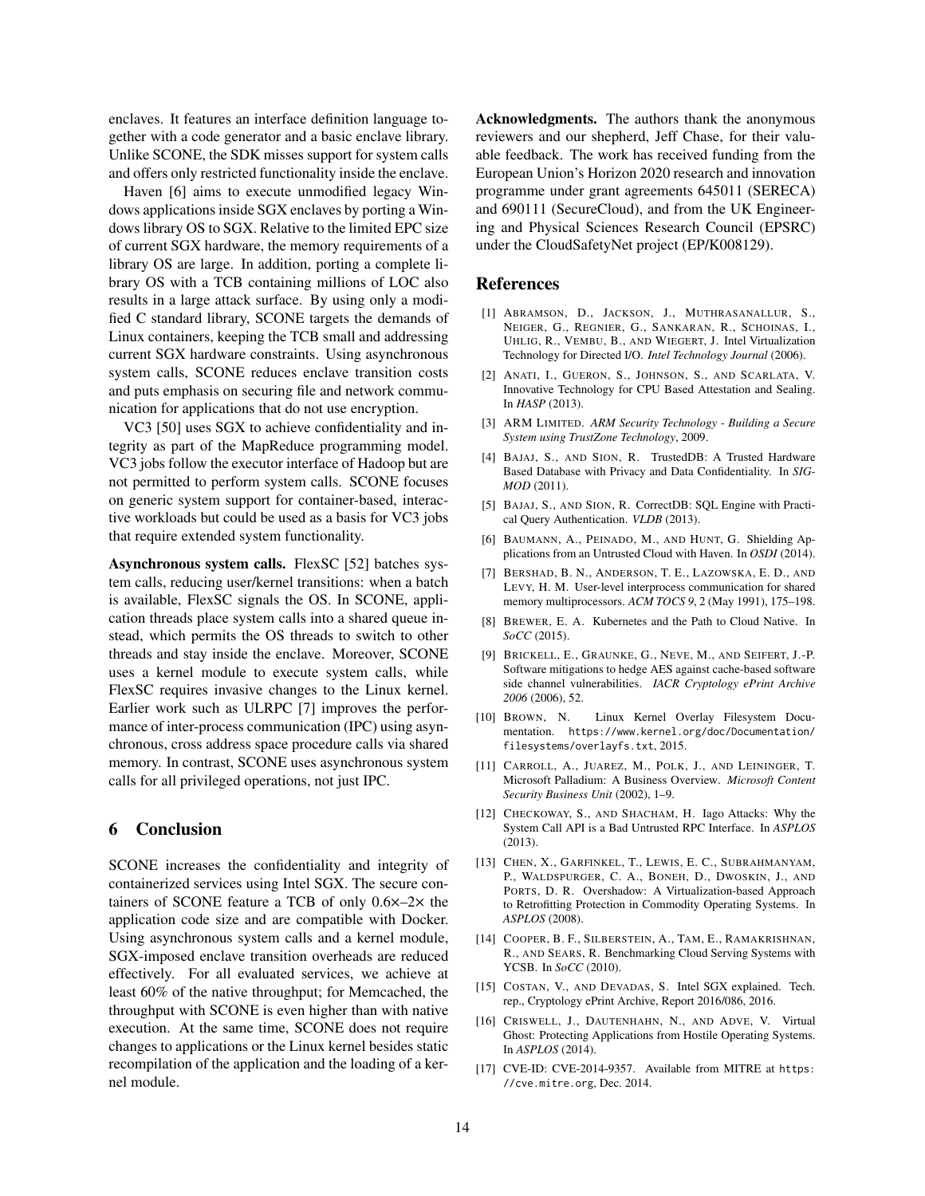enclaves. It features an interface definition language together with a code generator and a basic enclave library. Unlike SCONE, the SDK misses support for system calls and offers only restricted functionality inside the enclave.

Haven [6] aims to execute unmodified legacy Windows applications inside SGX enclaves by porting a Windows library OS to SGX. Relative to the limited EPC size of current SGX hardware, the memory requirements of a library OS are large. In addition, porting a complete library OS with a TCB containing millions of LOC also results in a large attack surface. By using only a modified C standard library, SCONE targets the demands of Linux containers, keeping the TCB small and addressing current SGX hardware constraints. Using asynchronous system calls, SCONE reduces enclave transition costs and puts emphasis on securing file and network communication for applications that do not use encryption.

VC3 [50] uses SGX to achieve confidentiality and integrity as part of the MapReduce programming model. VC3 jobs follow the executor interface of Hadoop but are not permitted to perform system calls. SCONE focuses on generic system support for container-based, interactive workloads but could be used as a basis for VC3 jobs that require extended system functionality.

**Asynchronous system calls.** FlexSC [52] batches system calls, reducing user/kernel transitions: when a batch is available, FlexSC signals the OS. In SCONE, application threads place system calls into a shared queue instead, which permits the OS threads to switch to other threads and stay inside the enclave. Moreover, SCONE uses a kernel module to execute system calls, while FlexSC requires invasive changes to the Linux kernel. Earlier work such as ULRPC [7] improves the performance of inter-process communication (IPC) using asynchronous, cross address space procedure calls via shared memory. In contrast, SCONE uses asynchronous system calls for all privileged operations, not just IPC.

## 6 Conclusion

SCONE increases the confidentiality and integrity of containerized services using Intel SGX. The secure containers of SCONE feature a TCB of only 0.6×–2× the application code size and are compatible with Docker. Using asynchronous system calls and a kernel module, SGX-imposed enclave transition overheads are reduced effectively. For all evaluated services, we achieve at least 60% of the native throughput; for Memcached, the throughput with SCONE is even higher than with native execution. At the same time, SCONE does not require changes to applications or the Linux kernel besides static recompilation of the application and the loading of a kernel module.

**Acknowledgments.** The authors thank the anonymous reviewers and our shepherd, Jeff Chase, for their valuable feedback. The work has received funding from the European Union's Horizon 2020 research and innovation programme under grant agreements 645011 (SERECA) and 690111 (SecureCloud), and from the UK Engineering and Physical Sciences Research Council (EPSRC) under the CloudSafetyNet project (EP/K008129).

## References

[1] Abramson, D., Jackson, J., Muthrasanallur, S., Neiger, G., Regnier, G., Sankaran, R., Schoinas, I., Uhlig, R., Vembu, B., and Wiegert, J. Intel Virtualization Technology for Directed I/O. *Intel Technology Journal* (2006).

[2] Anati, I., Gueron, S., Johnson, S., and Scarlata, V. Innovative Technology for CPU Based Attestation and Sealing. In *HASP* (2013).

[3] ARM Limited. *ARM Security Technology - Building a Secure System using TrustZone Technology*, 2009.

[4] Bajaj, S., and Sion, R. TrustedDB: A Trusted Hardware Based Database with Privacy and Data Confidentiality. In *SIGMOD* (2011).

[5] Bajaj, S., and Sion, R. CorrectDB: SQL Engine with Practical Query Authentication. *VLDB* (2013).

[6] Baumann, A., Peinado, M., and Hunt, G. Shielding Applications from an Untrusted Cloud with Haven. In *OSDI* (2014).

[7] Bershad, B. N., Anderson, T. E., Lazowska, E. D., and Levy, H. M. User-level interprocess communication for shared memory multiprocessors. *ACM TOCS 9*, 2 (May 1991), 175–198.

[8] Brewer, E. A. Kubernetes and the Path to Cloud Native. In *SoCC* (2015).

[9] Brickell, E., Graunke, G., Neve, M., and Seifert, J.-P. Software mitigations to hedge AES against cache-based software side channel vulnerabilities. *IACR Cryptology ePrint Archive 2006* (2006), 52.

[10] Brown, N. Linux Kernel Overlay Filesystem Documentation. https://www.kernel.org/doc/Documentation/filesystems/overlayfs.txt, 2015.

[11] Carroll, A., Juarez, M., Polk, J., and Leininger, T. Microsoft Palladium: A Business Overview. *Microsoft Content Security Business Unit* (2002), 1–9.

[12] Checkoway, S., and Shacham, H. Iago Attacks: Why the System Call API is a Bad Untrusted RPC Interface. In *ASPLOS* (2013).

[13] Chen, X., Garfinkel, T., Lewis, E. C., Subrahmanyam, P., Waldspurger, C. A., Boneh, D., Dwoskin, J., and Ports, D. R. Overshadow: A Virtualization-based Approach to Retrofitting Protection in Commodity Operating Systems. In *ASPLOS* (2008).

[14] Cooper, B. F., Silberstein, A., Tam, E., Ramakrishnan, R., and Sears, R. Benchmarking Cloud Serving Systems with YCSB. In *SoCC* (2010).

[15] Costan, V., and Devadas, S. Intel SGX explained. Tech. rep., Cryptology ePrint Archive, Report 2016/086, 2016.

[16] Criswell, J., Dautenhahn, N., and Adve, V. Virtual Ghost: Protecting Applications from Hostile Operating Systems. In *ASPLOS* (2014).

[17] CVE-ID: CVE-2014-9357. Available from MITRE at https://cve.mitre.org, Dec. 2014.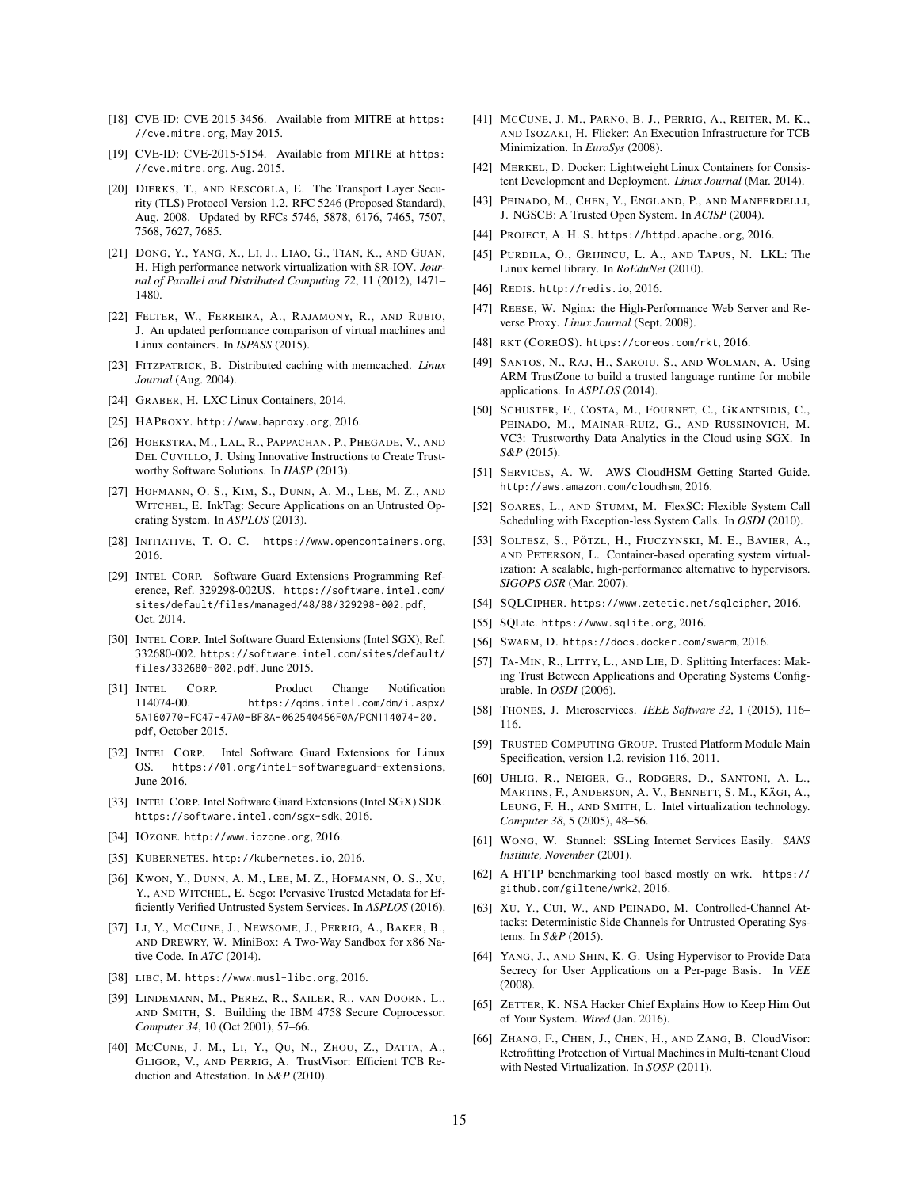[18] CVE-ID: CVE-2015-3456. Available from MITRE at https://cve.mitre.org, May 2015.

[19] CVE-ID: CVE-2015-5154. Available from MITRE at https://cve.mitre.org, Aug. 2015.

[20] Dierks, T., and Rescorla, E. The Transport Layer Security (TLS) Protocol Version 1.2. RFC 5246 (Proposed Standard), Aug. 2008. Updated by RFCs 5746, 5878, 6176, 7465, 7507, 7568, 7627, 7685.

[21] Dong, Y., Yang, X., Li, J., Liao, G., Tian, K., and Guan, H. High performance network virtualization with SR-IOV. *Journal of Parallel and Distributed Computing 72*, 11 (2012), 1471–1480.

[22] Felter, W., Ferreira, A., Rajamony, R., and Rubio, J. An updated performance comparison of virtual machines and Linux containers. In *ISPASS* (2015).

[23] Fitzpatrick, B. Distributed caching with memcached. *Linux Journal* (Aug. 2004).

[24] Graber, H. LXC Linux Containers, 2014.

[25] HAProxy. http://www.haproxy.org, 2016.

[26] Hoekstra, M., Lal, R., Pappachan, P., Phegade, V., and Del Cuvillo, J. Using Innovative Instructions to Create Trustworthy Software Solutions. In *HASP* (2013).

[27] Hofmann, O. S., Kim, S., Dunn, A. M., Lee, M. Z., and Witchel, E. InkTag: Secure Applications on an Untrusted Operating System. In *ASPLOS* (2013).

[28] Initiative, T. O. C. https://www.opencontainers.org, 2016.

[29] Intel Corp. Software Guard Extensions Programming Reference, Ref. 329298-002US. https://software.intel.com/sites/default/files/managed/48/88/329298-002.pdf, Oct. 2014.

[30] Intel Corp. Intel Software Guard Extensions (Intel SGX), Ref. 332680-002. https://software.intel.com/sites/default/files/332680-002.pdf, June 2015.

[31] Intel Corp. Product Change Notification 114074-00. https://qdms.intel.com/dm/i.aspx/5A160770-FC47-47A0-BF8A-062540456F0A/PCN114074-00.pdf, October 2015.

[32] Intel Corp. Intel Software Guard Extensions for Linux OS. https://01.org/intel-softwareguard-extensions, June 2016.

[33] Intel Corp. Intel Software Guard Extensions (Intel SGX) SDK. https://software.intel.com/sgx-sdk, 2016.

[34] IOzone. http://www.iozone.org, 2016.

[35] Kubernetes. http://kubernetes.io, 2016.

[36] Kwon, Y., Dunn, A. M., Lee, M. Z., Hofmann, O. S., Xu, Y., and Witchel, E. Sego: Pervasive Trusted Metadata for Efficiently Verified Untrusted System Services. In *ASPLOS* (2016).

[37] Li, Y., McCune, J., Newsome, J., Perrig, A., Baker, B., and Drewry, W. MiniBox: A Two-Way Sandbox for x86 Native Code. In *ATC* (2014).

[38] libc, M. https://www.musl-libc.org, 2016.

[39] Lindemann, M., Perez, R., Sailer, R., van Doorn, L., and Smith, S. Building the IBM 4758 Secure Coprocessor. *Computer 34*, 10 (Oct 2001), 57–66.

[40] McCune, J. M., Li, Y., Qu, N., Zhou, Z., Datta, A., Gligor, V., and Perrig, A. TrustVisor: Efficient TCB Reduction and Attestation. In *S&P* (2010).

[41] McCune, J. M., Parno, B. J., Perrig, A., Reiter, M. K., and Isozaki, H. Flicker: An Execution Infrastructure for TCB Minimization. In *EuroSys* (2008).

[42] Merkel, D. Docker: Lightweight Linux Containers for Consistent Development and Deployment. *Linux Journal* (Mar. 2014).

[43] Peinado, M., Chen, Y., England, P., and Manferdelli, J. NGSCB: A Trusted Open System. In *ACISP* (2004).

[44] Project, A. H. S. https://httpd.apache.org, 2016.

[45] Purdila, O., Grijincu, L. A., and Tapus, N. LKL: The Linux kernel library. In *RoEduNet* (2010).

[46] Redis. http://redis.io, 2016.

[47] Reese, W. Nginx: the High-Performance Web Server and Reverse Proxy. *Linux Journal* (Sept. 2008).

[48] rkt (CoreOS). https://coreos.com/rkt, 2016.

[49] Santos, N., Raj, H., Saroiu, S., and Wolman, A. Using ARM TrustZone to build a trusted language runtime for mobile applications. In *ASPLOS* (2014).

[50] Schuster, F., Costa, M., Fournet, C., Gkantsidis, C., Peinado, M., Mainar-Ruiz, G., and Russinovich, M. VC3: Trustworthy Data Analytics in the Cloud using SGX. In *S&P* (2015).

[51] Services, A. W. AWS CloudHSM Getting Started Guide. http://aws.amazon.com/cloudhsm, 2016.

[52] Soares, L., and Stumm, M. FlexSC: Flexible System Call Scheduling with Exception-less System Calls. In *OSDI* (2010).

[53] Soltesz, S., Pötzl, H., Fiuczynski, M. E., Bavier, A., and Peterson, L. Container-based operating system virtualization: A scalable, high-performance alternative to hypervisors. *SIGOPS OSR* (Mar. 2007).

[54] SQLCipher. https://www.zetetic.net/sqlcipher, 2016.

[55] SQLite. https://www.sqlite.org, 2016.

[56] Swarm, D. https://docs.docker.com/swarm, 2016.

[57] Ta-Min, R., Litty, L., and Lie, D. Splitting Interfaces: Making Trust Between Applications and Operating Systems Configurable. In *OSDI* (2006).

[58] Thones, J. Microservices. *IEEE Software 32*, 1 (2015), 116–116.

[59] Trusted Computing Group. Trusted Platform Module Main Specification, version 1.2, revision 116, 2011.

[60] Uhlig, R., Neiger, G., Rodgers, D., Santoni, A. L., Martins, F., Anderson, A. V., Bennett, S. M., Kägi, A., Leung, F. H., and Smith, L. Intel virtualization technology. *Computer 38*, 5 (2005), 48–56.

[61] Wong, W. Stunnel: SSLing Internet Services Easily. *SANS Institute, November* (2001).

[62] A HTTP benchmarking tool based mostly on wrk. https://github.com/giltene/wrk2, 2016.

[63] Xu, Y., Cui, W., and Peinado, M. Controlled-Channel Attacks: Deterministic Side Channels for Untrusted Operating Systems. In *S&P* (2015).

[64] Yang, J., and Shin, K. G. Using Hypervisor to Provide Data Secrecy for User Applications on a Per-page Basis. In *VEE* (2008).

[65] Zetter, K. NSA Hacker Chief Explains How to Keep Him Out of Your System. *Wired* (Jan. 2016).

[66] Zhang, F., Chen, J., Chen, H., and Zang, B. CloudVisor: Retrofitting Protection of Virtual Machines in Multi-tenant Cloud with Nested Virtualization. In *SOSP* (2011).